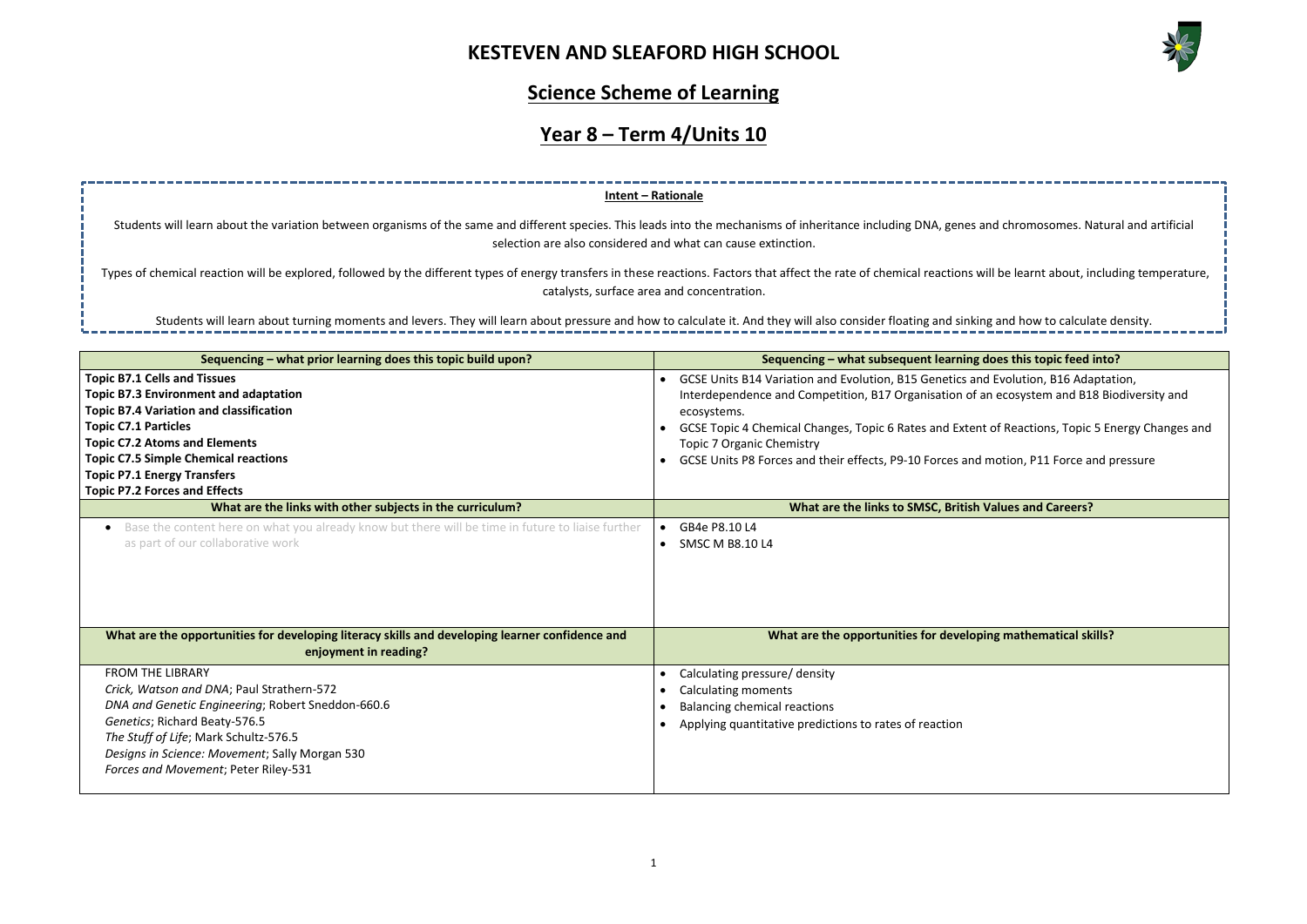# KESTEVEN AND SLEAFORD HIGH SCHOOL

## Science Scheme of Learning

## Year 8 – Term 4/Units 10

**Intent – Rationale**

Students will learn about the variation between organisms of the same and different species. This leads into the mechanisms of inheritance including DNA, genes and chromosomes. Natural and artificial selection are also considered and what can cause extinction.

Types of chemical reaction will be explored, followed by the different types of energy transfers in these reactions. Factors that affect the rate of chemical reactions will be learnt about, including temperature, catalysts, surface area and concentration.

Students will learn about turning moments and levers. They will learn about pressure and how to calculate it. And they will also consider floating and sinking and how to calculate density.

| Sequencing – what prior learning does this topic build upon? | Sequencing – what subsequent learning does this topic feed into? |
|---|---|
| **Topic B7.1 Cells and Tissues**<br>**Topic B7.3 Environment and adaptation**<br>**Topic B7.4 Variation and classification**<br>**Topic C7.1 Particles**<br>**Topic C7.2 Atoms and Elements**<br>**Topic C7.5 Simple Chemical reactions**<br>**Topic P7.1 Energy Transfers**<br>**Topic P7.2 Forces and Effects** | • GCSE Units B14 Variation and Evolution, B15 Genetics and Evolution, B16 Adaptation, Interdependence and Competition, B17 Organisation of an ecosystem and B18 Biodiversity and ecosystems.<br>• GCSE Topic 4 Chemical Changes, Topic 6 Rates and Extent of Reactions, Topic 5 Energy Changes and Topic 7 Organic Chemistry<br>• GCSE Units P8 Forces and their effects, P9-10 Forces and motion, P11 Force and pressure |
| **What are the links with other subjects in the curriculum?** | **What are the links to SMSC, British Values and Careers?** |
| • Base the content here on what you already know but there will be time in future to liaise further as part of our collaborative work | • GB4e P8.10 L4<br>• SMSC M B8.10 L4 |
| **What are the opportunities for developing literacy skills and developing learner confidence and enjoyment in reading?** | **What are the opportunities for developing mathematical skills?** |
| FROM THE LIBRARY<br>*Crick, Watson and DNA*; Paul Strathern-572<br>*DNA and Genetic Engineering*; Robert Sneddon-660.6<br>*Genetics*; Richard Beaty-576.5<br>*The Stuff of Life*; Mark Schultz-576.5<br>*Designs in Science: Movement*; Sally Morgan 530<br>*Forces and Movement*; Peter Riley-531 | • Calculating pressure/ density<br>• Calculating moments<br>• Balancing chemical reactions<br>• Applying quantitative predictions to rates of reaction |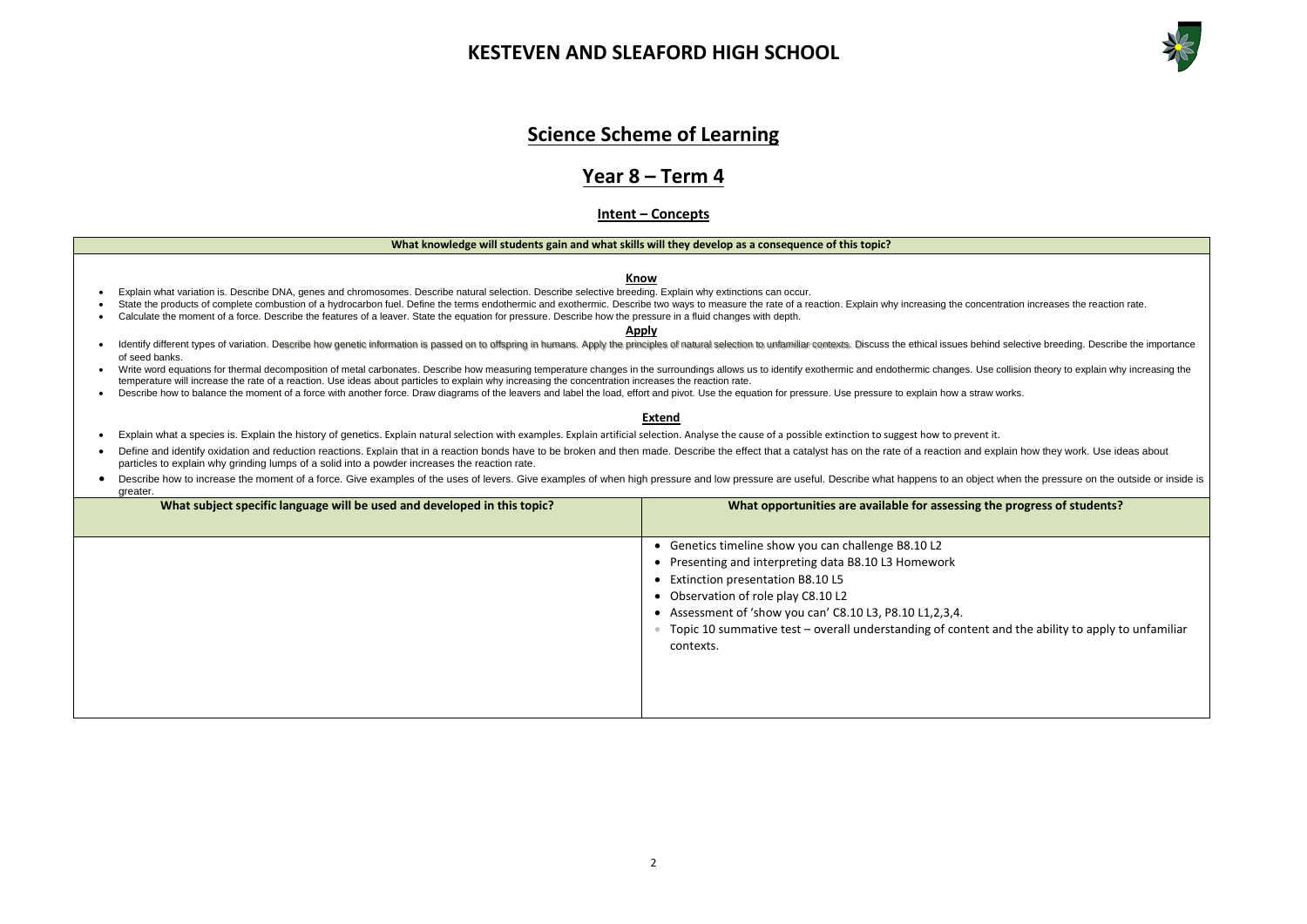# KESTEVEN AND SLEAFORD HIGH SCHOOL

## Science Scheme of Learning

## Year 8 – Term 4

### Intent – Concepts

**What knowledge will students gain and what skills will they develop as a consequence of this topic?**

**Know**

- Explain what variation is. Describe DNA, genes and chromosomes. Describe natural selection. Describe selective breeding. Explain why extinctions can occur.
- State the products of complete combustion of a hydrocarbon fuel. Define the terms endothermic and exothermic. Describe two ways to measure the rate of a reaction. Explain why increasing the concentration increases the reaction rate.
- Calculate the moment of a force. Describe the features of a leaver. State the equation for pressure. Describe how the pressure in a fluid changes with depth.

**Apply**

- Identify different types of variation. Describe how genetic information is passed on to offspring in humans. Apply the principles of natural selection to unfamiliar contexts. Discuss the ethical issues behind selective breeding. Describe the importance of seed banks.
- Write word equations for thermal decomposition of metal carbonates. Describe how measuring temperature changes in the surroundings allows us to identify exothermic and endothermic changes. Use collision theory to explain why increasing the temperature will increase the rate of a reaction. Use ideas about particles to explain why increasing the concentration increases the reaction rate.
- Describe how to balance the moment of a force with another force. Draw diagrams of the leavers and label the load, effort and pivot. Use the equation for pressure. Use pressure to explain how a straw works.

**Extend**

- Explain what a species is. Explain the history of genetics. Explain natural selection with examples. Explain artificial selection. Analyse the cause of a possible extinction to suggest how to prevent it.
- Define and identify oxidation and reduction reactions. Explain that in a reaction bonds have to be broken and then made. Describe the effect that a catalyst has on the rate of a reaction and explain how they work. Use ideas about particles to explain why grinding lumps of a solid into a powder increases the reaction rate.
- Describe how to increase the moment of a force. Give examples of the uses of levers. Give examples of when high pressure and low pressure are useful. Describe what happens to an object when the pressure on the outside or inside is greater.

| What subject specific language will be used and developed in this topic? | What opportunities are available for assessing the progress of students? |
|---|---|
| | • Genetics timeline show you can challenge B8.10 L2<br>• Presenting and interpreting data B8.10 L3 Homework<br>• Extinction presentation B8.10 L5<br>• Observation of role play C8.10 L2<br>• Assessment of 'show you can' C8.10 L3, P8.10 L1,2,3,4.<br>• Topic 10 summative test – overall understanding of content and the ability to apply to unfamiliar contexts. |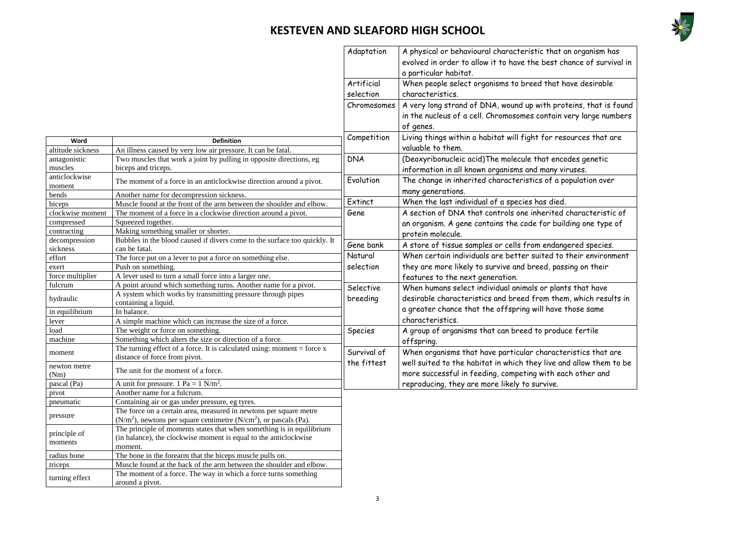# KESTEVEN AND SLEAFORD HIGH SCHOOL

| Word | Definition |
|---|---|
| altitude sickness | An illness caused by very low air pressure. It can be fatal. |
| antagonistic muscles | Two muscles that work a joint by pulling in opposite directions, eg biceps and triceps. |
| anticlockwise moment | The moment of a force in an anticlockwise direction around a pivot. |
| bends | Another name for decompression sickness. |
| biceps | Muscle found at the front of the arm between the shoulder and elbow. |
| clockwise moment | The moment of a force in a clockwise direction around a pivot. |
| compressed | Squeezed together. |
| contracting | Making something smaller or shorter. |
| decompression sickness | Bubbles in the blood caused if divers come to the surface too quickly. It can be fatal. |
| effort | The force put on a lever to put a force on something else. |
| exert | Push on something. |
| force multiplier | A lever used to turn a small force into a larger one. |
| fulcrum | A point around which something turns. Another name for a pivot. |
| hydraulic | A system which works by transmitting pressure through pipes containing a liquid. |
| in equilibrium | In balance. |
| lever | A simple machine which can increase the size of a force. |
| load | The weight or force on something. |
| machine | Something which alters the size or direction of a force. |
| moment | The turning effect of a force. It is calculated using: moment = force x distance of force from pivot. |
| newton metre (Nm) | The unit for the moment of a force. |
| pascal (Pa) | A unit for pressure. 1 Pa = 1 $N/m^2$. |
| pivot | Another name for a fulcrum. |
| pneumatic | Containing air or gas under pressure, eg tyres. |
| pressure | The force on a certain area, measured in newtons per square metre ($N/m^2$), newtons per square centimetre ($N/cm^2$), or pascals (Pa). |
| principle of moments | The principle of moments states that when something is in equilibrium (in balance), the clockwise moment is equal to the anticlockwise moment. |
| radius bone | The bone in the forearm that the biceps muscle pulls on. |
| triceps | Muscle found at the back of the arm between the shoulder and elbow. |
| turning effect | The moment of a force. The way in which a force turns something around a pivot. |

| | |
|---|---|
| Adaptation | A physical or behavioural characteristic that an organism has evolved in order to allow it to have the best chance of survival in a particular habitat. |
| Artificial selection | When people select organisms to breed that have desirable characteristics. |
| Chromosomes | A very long strand of DNA, wound up with proteins, that is found in the nucleus of a cell. Chromosomes contain very large numbers of genes. |
| Competition | Living things within a habitat will fight for resources that are valuable to them. |
| DNA | (Deoxyribonucleic acid)The molecule that encodes genetic information in all known organisms and many viruses. |
| Evolution | The change in inherited characteristics of a population over many generations. |
| Extinct | When the last individual of a species has died. |
| Gene | A section of DNA that controls one inherited characteristic of an organism. A gene contains the code for building one type of protein molecule. |
| Gene bank | A store of tissue samples or cells from endangered species. |
| Natural selection | When certain individuals are better suited to their environment they are more likely to survive and breed, passing on their features to the next generation. |
| Selective breeding | When humans select individual animals or plants that have desirable characteristics and breed from them, which results in a greater chance that the offspring will have those same characteristics. |
| Species | A group of organisms that can breed to produce fertile offspring. |
| Survival of the fittest | When organisms that have particular characteristics that are well suited to the habitat in which they live and allow them to be more successful in feeding, competing with each other and reproducing, they are more likely to survive. |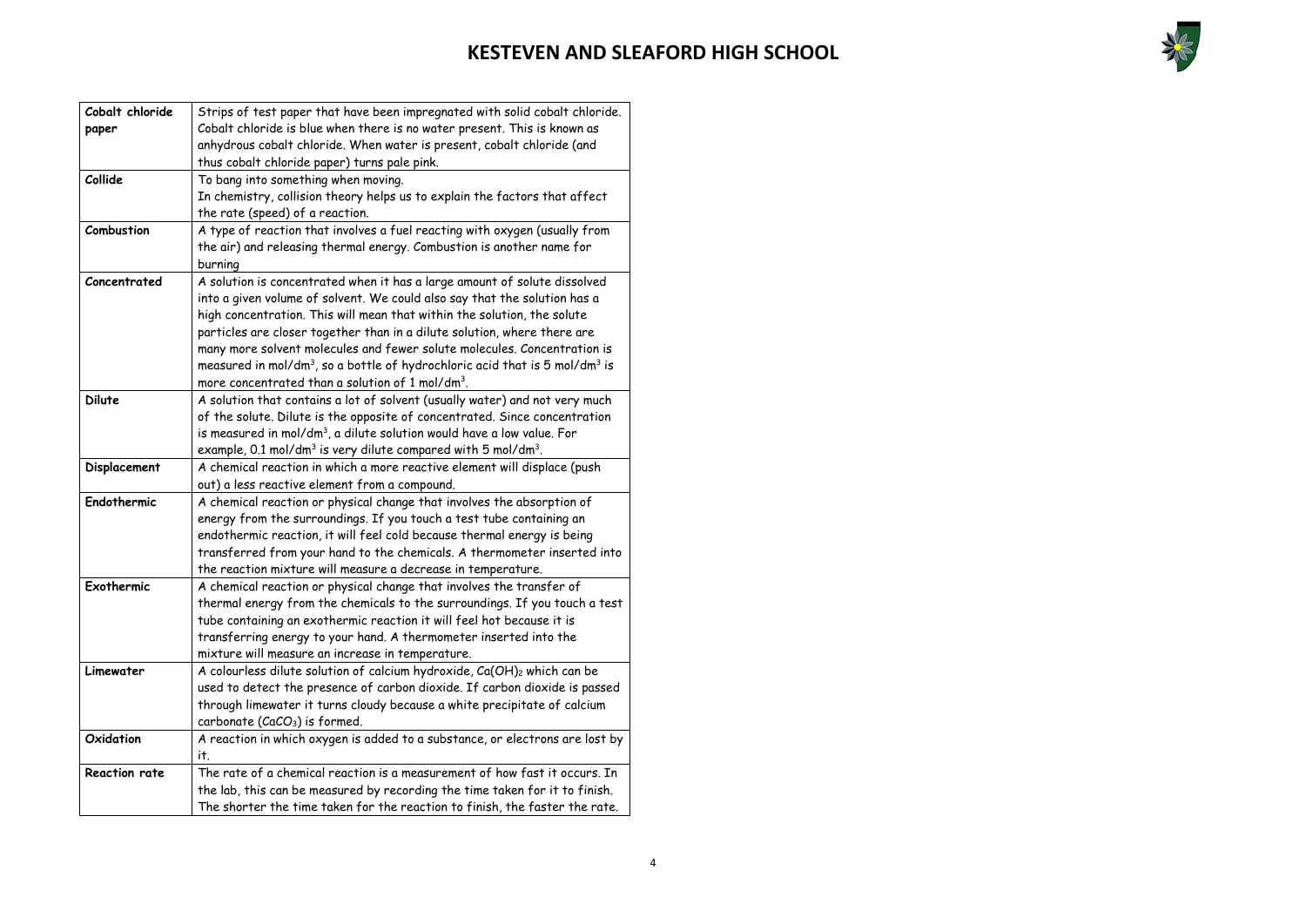| Cobalt chloride paper | Strips of test paper that have been impregnated with solid cobalt chloride. Cobalt chloride is blue when there is no water present. This is known as anhydrous cobalt chloride. When water is present, cobalt chloride (and thus cobalt chloride paper) turns pale pink. |
|---|---|
| **Collide** | To bang into something when moving. In chemistry, collision theory helps us to explain the factors that affect the rate (speed) of a reaction. |
| **Combustion** | A type of reaction that involves a fuel reacting with oxygen (usually from the air) and releasing thermal energy. Combustion is another name for burning |
| **Concentrated** | A solution is concentrated when it has a large amount of solute dissolved into a given volume of solvent. We could also say that the solution has a high concentration. This will mean that within the solution, the solute particles are closer together than in a dilute solution, where there are many more solvent molecules and fewer solute molecules. Concentration is measured in $mol/dm^3$, so a bottle of hydrochloric acid that is 5 $mol/dm^3$ is more concentrated than a solution of 1 $mol/dm^3$. |
| **Dilute** | A solution that contains a lot of solvent (usually water) and not very much of the solute. Dilute is the opposite of concentrated. Since concentration is measured in $mol/dm^3$, a dilute solution would have a low value. For example, 0.1 $mol/dm^3$ is very dilute compared with 5 $mol/dm^3$. |
| **Displacement** | A chemical reaction in which a more reactive element will displace (push out) a less reactive element from a compound. |
| **Endothermic** | A chemical reaction or physical change that involves the absorption of energy from the surroundings. If you touch a test tube containing an endothermic reaction, it will feel cold because thermal energy is being transferred from your hand to the chemicals. A thermometer inserted into the reaction mixture will measure a decrease in temperature. |
| **Exothermic** | A chemical reaction or physical change that involves the transfer of thermal energy from the chemicals to the surroundings. If you touch a test tube containing an exothermic reaction it will feel hot because it is transferring energy to your hand. A thermometer inserted into the mixture will measure an increase in temperature. |
| **Limewater** | A colourless dilute solution of calcium hydroxide, $Ca(OH)_2$ which can be used to detect the presence of carbon dioxide. If carbon dioxide is passed through limewater it turns cloudy because a white precipitate of calcium carbonate ($CaCO_3$) is formed. |
| **Oxidation** | A reaction in which oxygen is added to a substance, or electrons are lost by it. |
| **Reaction rate** | The rate of a chemical reaction is a measurement of how fast it occurs. In the lab, this can be measured by recording the time taken for it to finish. The shorter the time taken for the reaction to finish, the faster the rate. |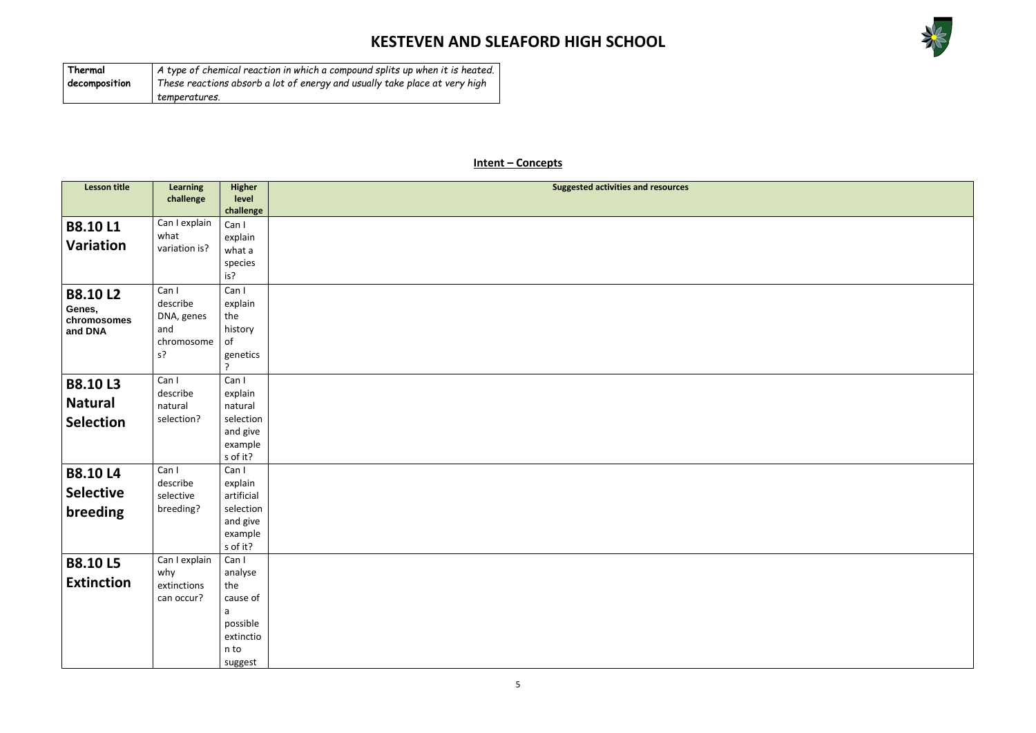| Thermal decomposition | *A type of chemical reaction in which a compound splits up when it is heated. These reactions absorb a lot of energy and usually take place at very high temperatures.* |
|---|---|

## Intent – Concepts

| Lesson title | Learning challenge | Higher level challenge | Suggested activities and resources |
|---|---|---|---|
| **B8.10 L1 Variation** | Can I explain what variation is? | Can I explain what a species is? | |
| **B8.10 L2 Genes, chromosomes and DNA** | Can I describe DNA, genes and chromosomes? | Can I explain the history of genetics? | |
| **B8.10 L3 Natural Selection** | Can I describe natural selection? | Can I explain natural selection and give examples of it? | |
| **B8.10 L4 Selective breeding** | Can I describe selective breeding? | Can I explain artificial selection and give examples of it? | |
| **B8.10 L5 Extinction** | Can I explain why extinctions can occur? | Can I analyse the cause of a possible extinction to suggest | |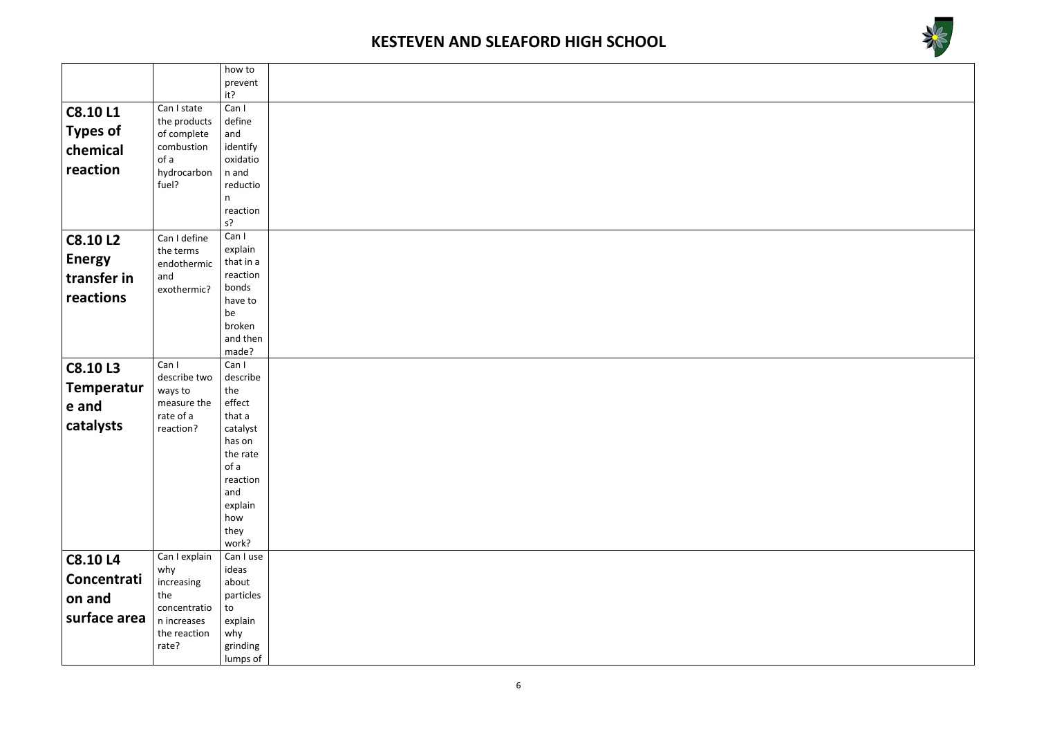| | | | |
|---|---|---|---|
| | | how to prevent it? | |
| **C8.10 L1 Types of chemical reaction** | Can I state the products of complete combustion of a hydrocarbon fuel? | Can I define and identify oxidation and reduction reactions? | |
| **C8.10 L2 Energy transfer in reactions** | Can I define the terms endothermic and exothermic? | Can I explain that in a reaction bonds have to be broken and then made? | |
| **C8.10 L3 Temperature and catalysts** | Can I describe two ways to measure the rate of a reaction? | Can I describe the effect that a catalyst has on the rate of a reaction and explain how they work? | |
| **C8.10 L4 Concentration and surface area** | Can I explain why increasing the concentration increases the reaction rate? | Can I use ideas about particles to explain why grinding lumps of | |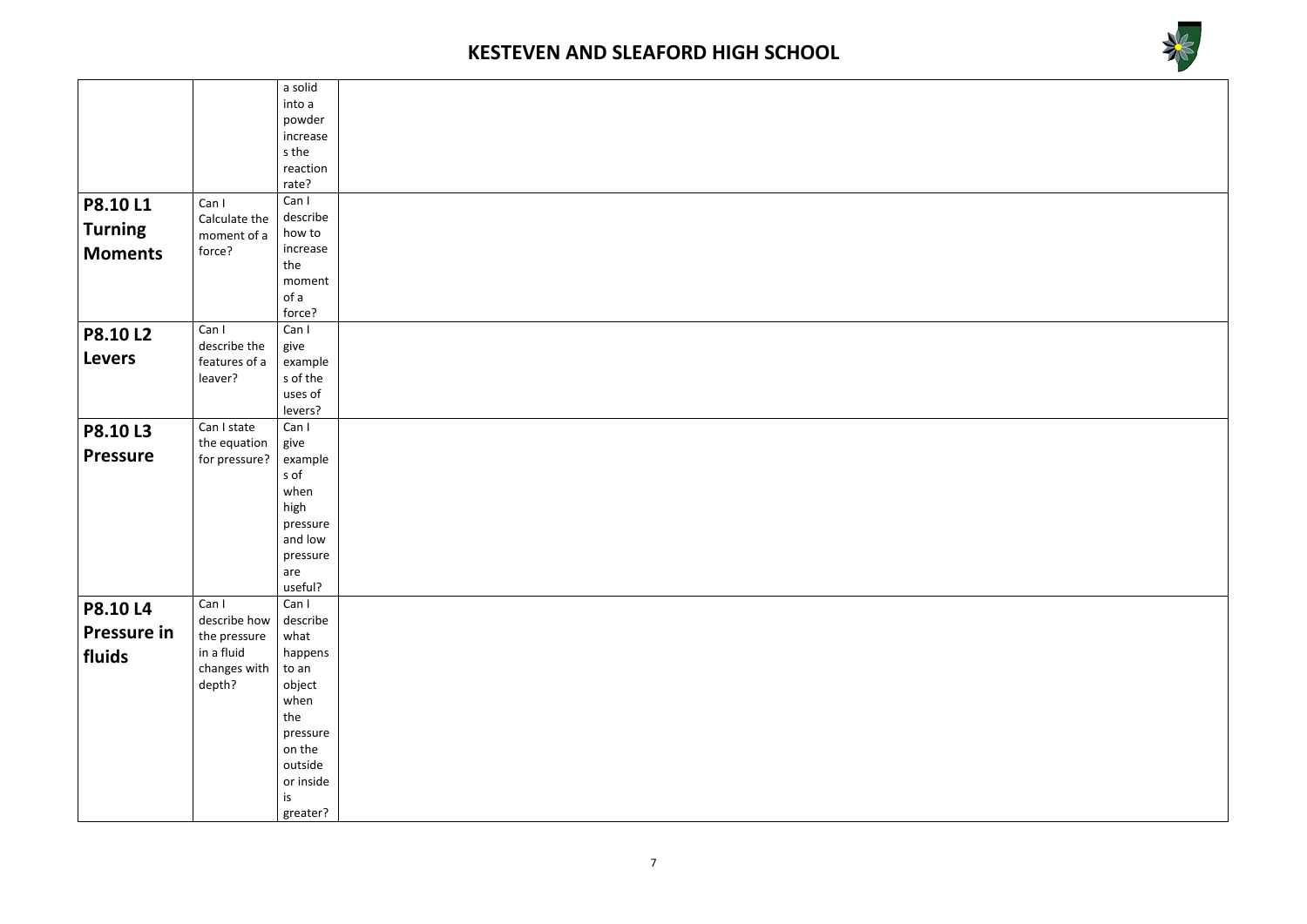| | | | |
|---|---|---|---|
| | | a solid into a powder increases the reaction rate? | |
| **P8.10 L1 Turning Moments** | Can I Calculate the moment of a force? | Can I describe how to increase the moment of a force? | |
| **P8.10 L2 Levers** | Can I describe the features of a leaver? | Can I give examples of the uses of levers? | |
| **P8.10 L3 Pressure** | Can I state the equation for pressure? | Can I give examples of when high pressure and low pressure are useful? | |
| **P8.10 L4 Pressure in fluids** | Can I describe how the pressure in a fluid changes with depth? | Can I describe what happens to an object when the pressure on the outside or inside is greater? | |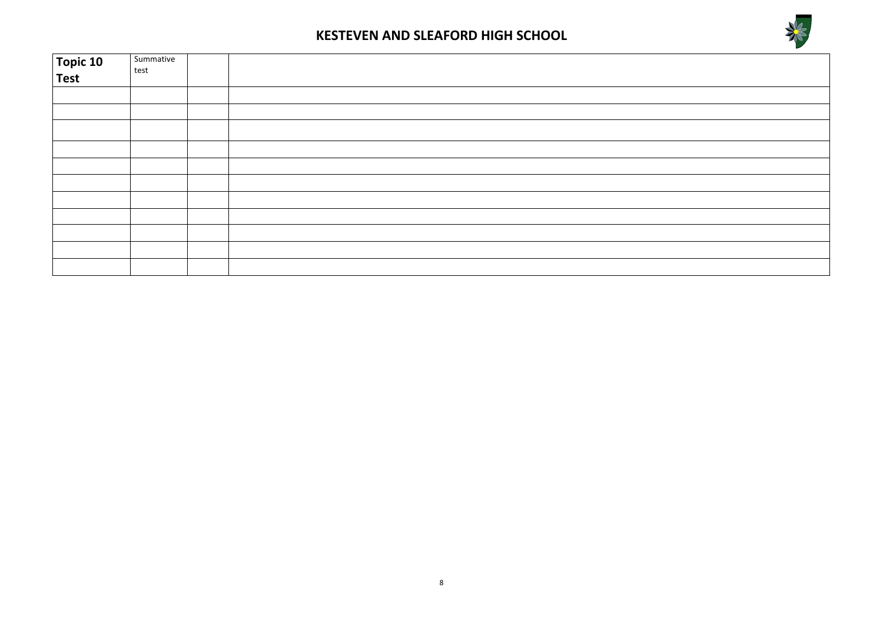| | | | |
|---|---|---|---|
| **Topic 10 Test** | Summative test | | |
| | | | |
| | | | |
| | | | |
| | | | |
| | | | |
| | | | |
| | | | |
| | | | |
| | | | |
| | | | |
| | | | |